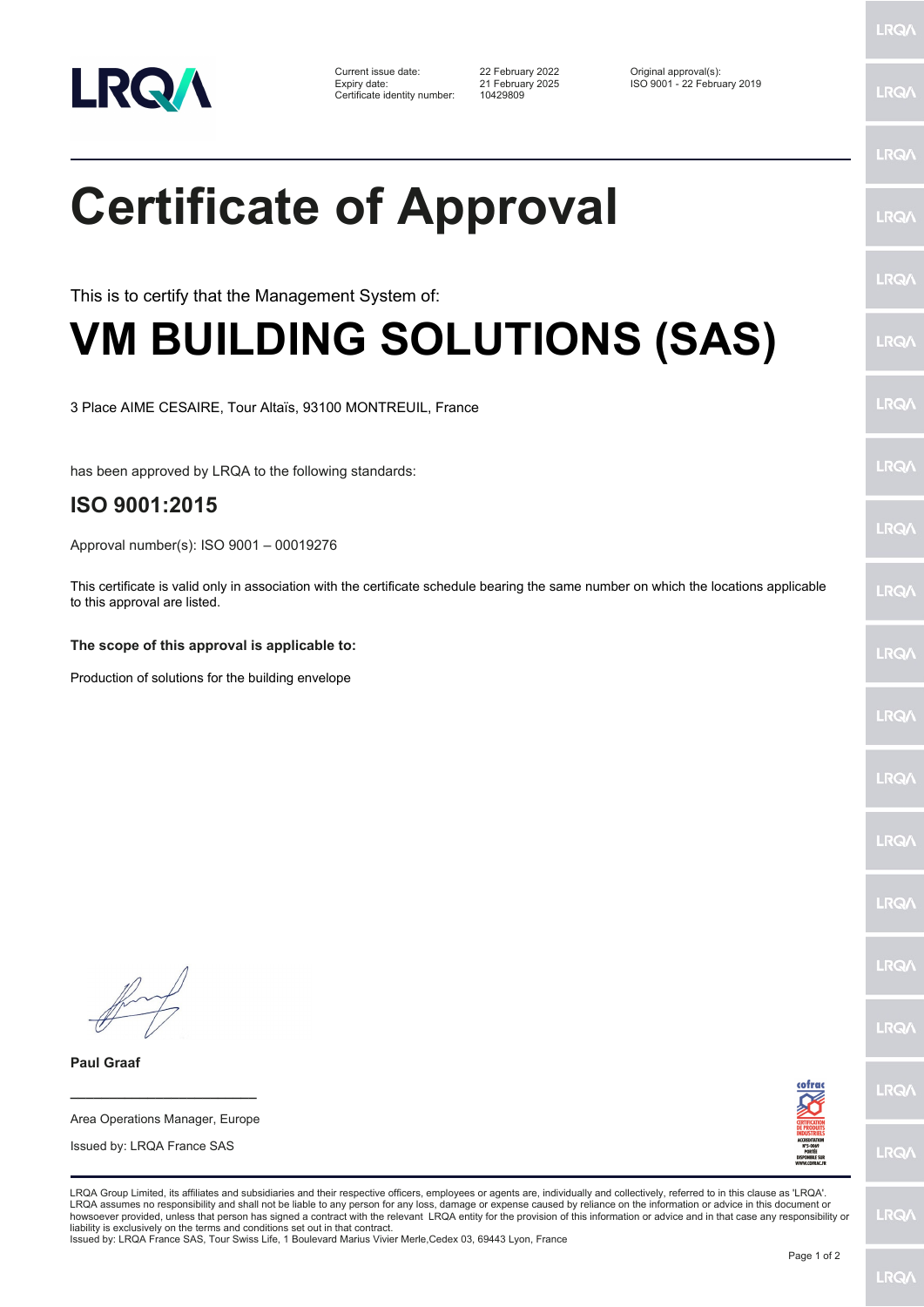Current issue date: 22 February 2022
Expiry date: 21 February 2025
Certificate identity number: 10429809

Original approval(s):
ISO 9001 - 22 February 2019

# Certificate of Approval

This is to certify that the Management System of:

# VM BUILDING SOLUTIONS (SAS)

3 Place AIME CESAIRE, Tour Altaïs, 93100 MONTREUIL, France

has been approved by LRQA to the following standards:

## ISO 9001:2015

Approval number(s): ISO 9001 – 00019276

This certificate is valid only in association with the certificate schedule bearing the same number on which the locations applicable to this approval are listed.

**The scope of this approval is applicable to:**

Production of solutions for the building envelope

**Paul Graaf**

Area Operations Manager, Europe

Issued by: LRQA France SAS

LRQA Group Limited, its affiliates and subsidiaries and their respective officers, employees or agents are, individually and collectively, referred to in this clause as 'LRQA'. LRQA assumes no responsibility and shall not be liable to any person for any loss, damage or expense caused by reliance on the information or advice in this document or howsoever provided, unless that person has signed a contract with the relevant LRQA entity for the provision of this information or advice and in that case any responsibility or liability is exclusively on the terms and conditions set out in that contract.
Issued by: LRQA France SAS, Tour Swiss Life, 1 Boulevard Marius Vivier Merle,Cedex 03, 69443 Lyon, France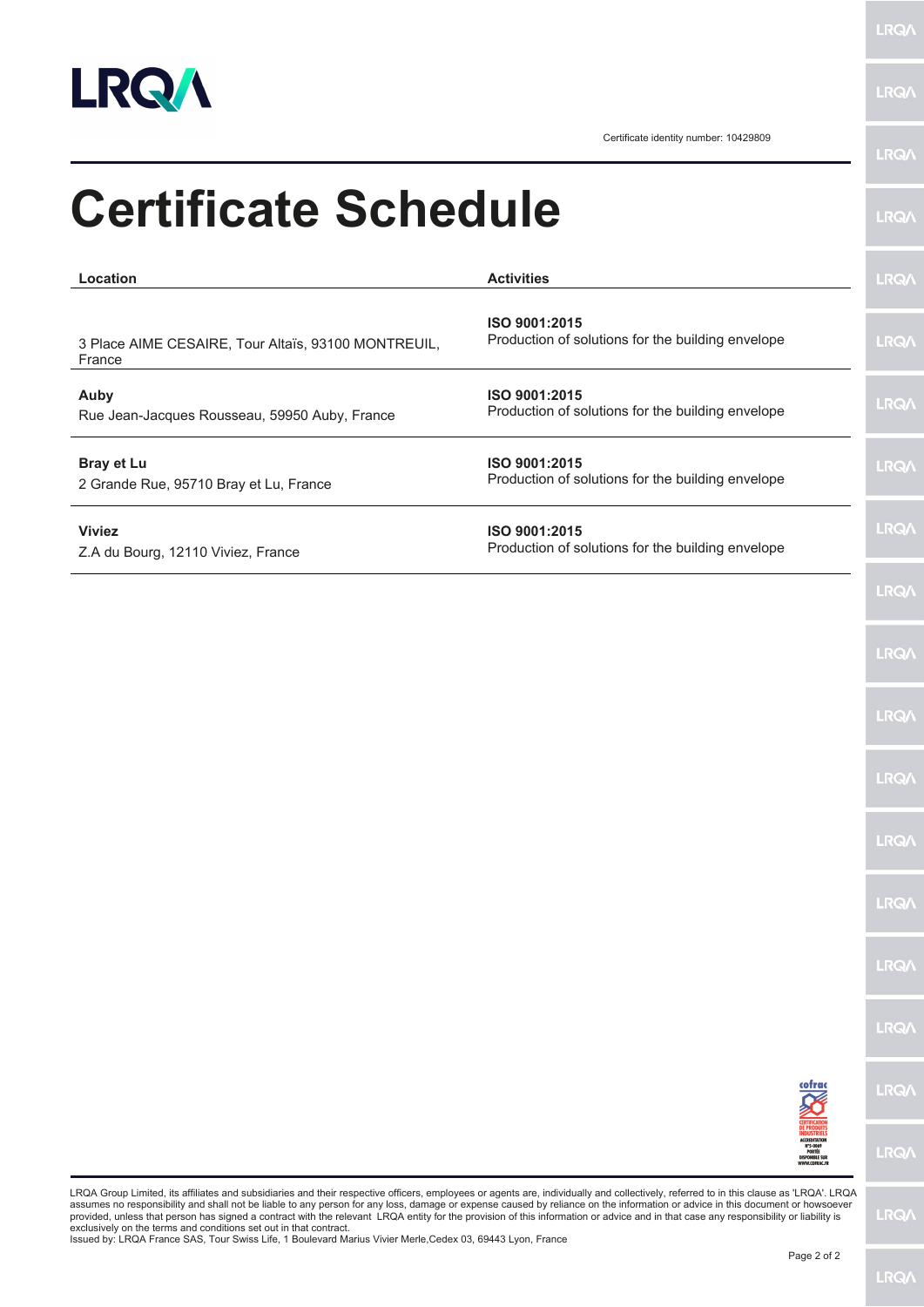Certificate identity number: 10429809

# Certificate Schedule

| Location | Activities |
|---|---|
| 3 Place AIME CESAIRE, Tour Altaïs, 93100 MONTREUIL, France | **ISO 9001:2015** Production of solutions for the building envelope |
| **Auby** Rue Jean-Jacques Rousseau, 59950 Auby, France | **ISO 9001:2015** Production of solutions for the building envelope |
| **Bray et Lu** 2 Grande Rue, 95710 Bray et Lu, France | **ISO 9001:2015** Production of solutions for the building envelope |
| **Viviez** Z.A du Bourg, 12110 Viviez, France | **ISO 9001:2015** Production of solutions for the building envelope |

LRQA Group Limited, its affiliates and subsidiaries and their respective officers, employees or agents are, individually and collectively, referred to in this clause as 'LRQA'. LRQA assumes no responsibility and shall not be liable to any person for any loss, damage or expense caused by reliance on the information or advice in this document or howsoever provided, unless that person has signed a contract with the relevant LRQA entity for the provision of this information or advice and in that case any responsibility or liability is exclusively on the terms and conditions set out in that contract.

Issued by: LRQA France SAS, Tour Swiss Life, 1 Boulevard Marius Vivier Merle,Cedex 03, 69443 Lyon, France